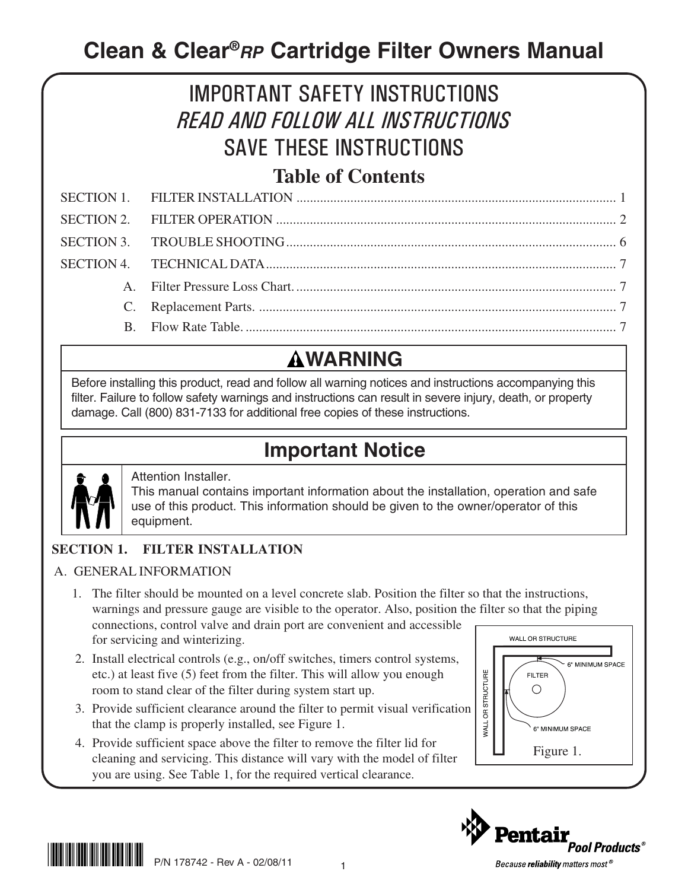# Clean & Clear® *RP* Cartridge Filter Owners Manual

## IMPORTANT SAFETY INSTRUCTIONS

## *READ AND FOLLOW ALL INSTRUCTIONS*

## SAVE THESE INSTRUCTIONS

## Table of Contents

| | | |
|---|---|---|
| SECTION 1. | FILTER INSTALLATION | 1 |
| SECTION 2. | FILTER OPERATION | 2 |
| SECTION 3. | TROUBLE SHOOTING | 6 |
| SECTION 4. | TECHNICAL DATA | 7 |
| A. | Filter Pressure Loss Chart. | 7 |
| C. | Replacement Parts. | 7 |
| B. | Flow Rate Table. | 7 |

## ⚠WARNING

Before installing this product, read and follow all warning notices and instructions accompanying this filter. Failure to follow safety warnings and instructions can result in severe injury, death, or property damage. Call (800) 831-7133 for additional free copies of these instructions.

## Important Notice

Attention Installer.
This manual contains important information about the installation, operation and safe use of this product. This information should be given to the owner/operator of this equipment.

### SECTION 1. FILTER INSTALLATION

A. GENERAL INFORMATION

1. The filter should be mounted on a level concrete slab. Position the filter so that the instructions, warnings and pressure gauge are visible to the operator. Also, position the filter so that the piping connections, control valve and drain port are convenient and accessible for servicing and winterizing.
2. Install electrical controls (e.g., on/off switches, timers control systems, etc.) at least five (5) feet from the filter. This will allow you enough room to stand clear of the filter during system start up.
3. Provide sufficient clearance around the filter to permit visual verification that the clamp is properly installed, see Figure 1.
4. Provide sufficient space above the filter to remove the filter lid for cleaning and servicing. This distance will vary with the model of filter you are using. See Table 1, for the required vertical clearance.

WALL OR STRUCTURE
6" MINIMUM SPACE
FILTER
WALL OR STRUCTURE
6" MINIMUM SPACE

Figure 1.

P/N 178742 - Rev A - 02/08/11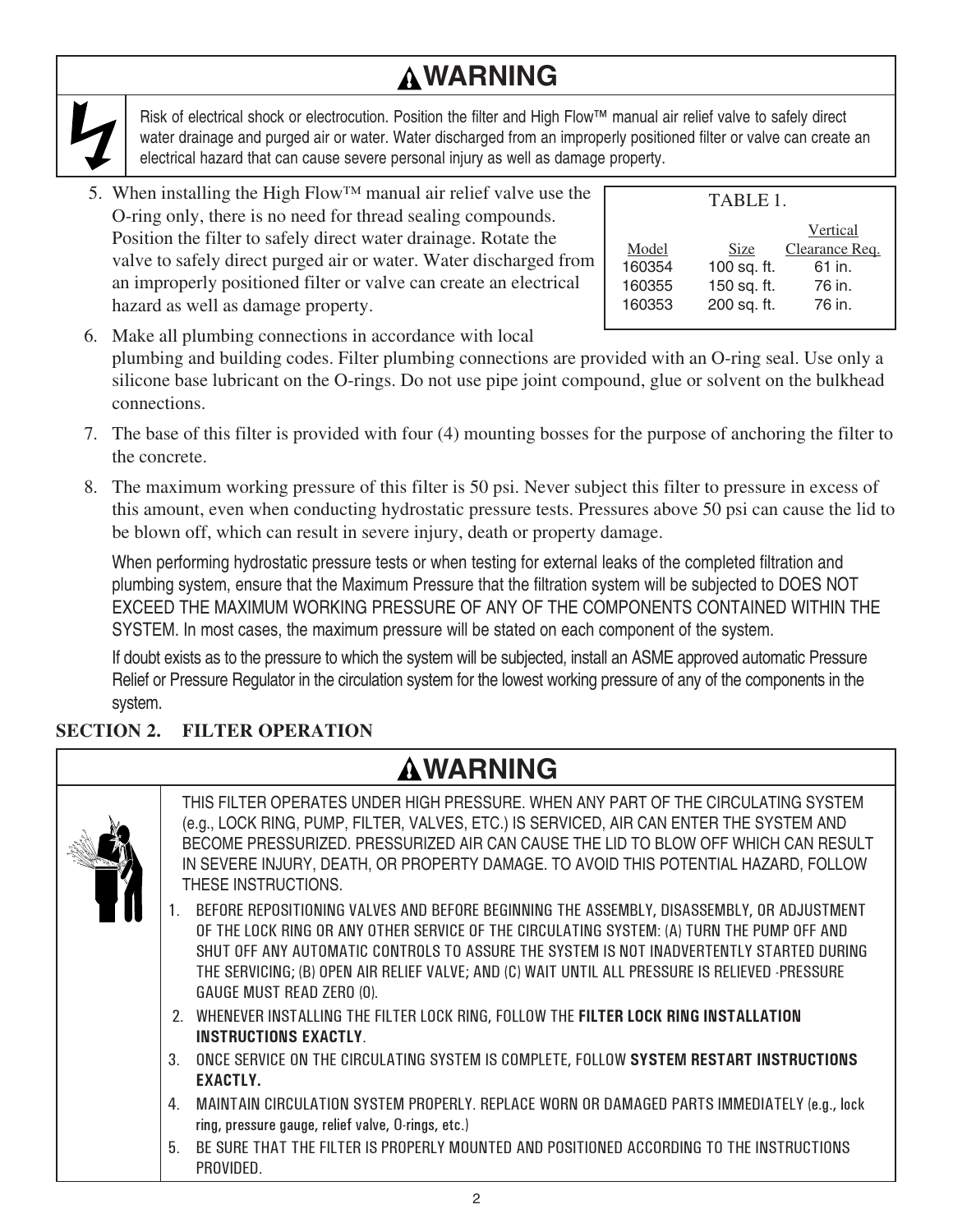## ⚠WARNING

Risk of electrical shock or electrocution. Position the filter and High Flow™ manual air relief valve to safely direct water drainage and purged air or water. Water discharged from an improperly positioned filter or valve can create an electrical hazard that can cause severe personal injury as well as damage property.

5. When installing the High Flow™ manual air relief valve use the O-ring only, there is no need for thread sealing compounds. Position the filter to safely direct water drainage. Rotate the valve to safely direct purged air or water. Water discharged from an improperly positioned filter or valve can create an electrical hazard as well as damage property.

TABLE 1.

| Model | Size | Vertical Clearance Req. |
|---|---|---|
| 160354 | 100 sq. ft. | 61 in. |
| 160355 | 150 sq. ft. | 76 in. |
| 160353 | 200 sq. ft. | 76 in. |

6. Make all plumbing connections in accordance with local plumbing and building codes. Filter plumbing connections are provided with an O-ring seal. Use only a silicone base lubricant on the O-rings. Do not use pipe joint compound, glue or solvent on the bulkhead connections.
7. The base of this filter is provided with four (4) mounting bosses for the purpose of anchoring the filter to the concrete.
8. The maximum working pressure of this filter is 50 psi. Never subject this filter to pressure in excess of this amount, even when conducting hydrostatic pressure tests. Pressures above 50 psi can cause the lid to be blown off, which can result in severe injury, death or property damage.

   When performing hydrostatic pressure tests or when testing for external leaks of the completed filtration and plumbing system, ensure that the Maximum Pressure that the filtration system will be subjected to DOES NOT EXCEED THE MAXIMUM WORKING PRESSURE OF ANY OF THE COMPONENTS CONTAINED WITHIN THE SYSTEM. In most cases, the maximum pressure will be stated on each component of the system.

   If doubt exists as to the pressure to which the system will be subjected, install an ASME approved automatic Pressure Relief or Pressure Regulator in the circulation system for the lowest working pressure of any of the components in the system.

## SECTION 2. FILTER OPERATION

## ⚠WARNING

THIS FILTER OPERATES UNDER HIGH PRESSURE. WHEN ANY PART OF THE CIRCULATING SYSTEM (e.g., LOCK RING, PUMP, FILTER, VALVES, ETC.) IS SERVICED, AIR CAN ENTER THE SYSTEM AND BECOME PRESSURIZED. PRESSURIZED AIR CAN CAUSE THE LID TO BLOW OFF WHICH CAN RESULT IN SEVERE INJURY, DEATH, OR PROPERTY DAMAGE. TO AVOID THIS POTENTIAL HAZARD, FOLLOW THESE INSTRUCTIONS.

1. BEFORE REPOSITIONING VALVES AND BEFORE BEGINNING THE ASSEMBLY, DISASSEMBLY, OR ADJUSTMENT OF THE LOCK RING OR ANY OTHER SERVICE OF THE CIRCULATING SYSTEM: (A) TURN THE PUMP OFF AND SHUT OFF ANY AUTOMATIC CONTROLS TO ASSURE THE SYSTEM IS NOT INADVERTENTLY STARTED DURING THE SERVICING; (B) OPEN AIR RELIEF VALVE; AND (C) WAIT UNTIL ALL PRESSURE IS RELIEVED -PRESSURE GAUGE MUST READ ZERO (0).
2. WHENEVER INSTALLING THE FILTER LOCK RING, FOLLOW THE **FILTER LOCK RING INSTALLATION INSTRUCTIONS EXACTLY**.
3. ONCE SERVICE ON THE CIRCULATING SYSTEM IS COMPLETE, FOLLOW **SYSTEM RESTART INSTRUCTIONS EXACTLY.**
4. MAINTAIN CIRCULATION SYSTEM PROPERLY. REPLACE WORN OR DAMAGED PARTS IMMEDIATELY (e.g., lock ring, pressure gauge, relief valve, O-rings, etc.)
5. BE SURE THAT THE FILTER IS PROPERLY MOUNTED AND POSITIONED ACCORDING TO THE INSTRUCTIONS PROVIDED.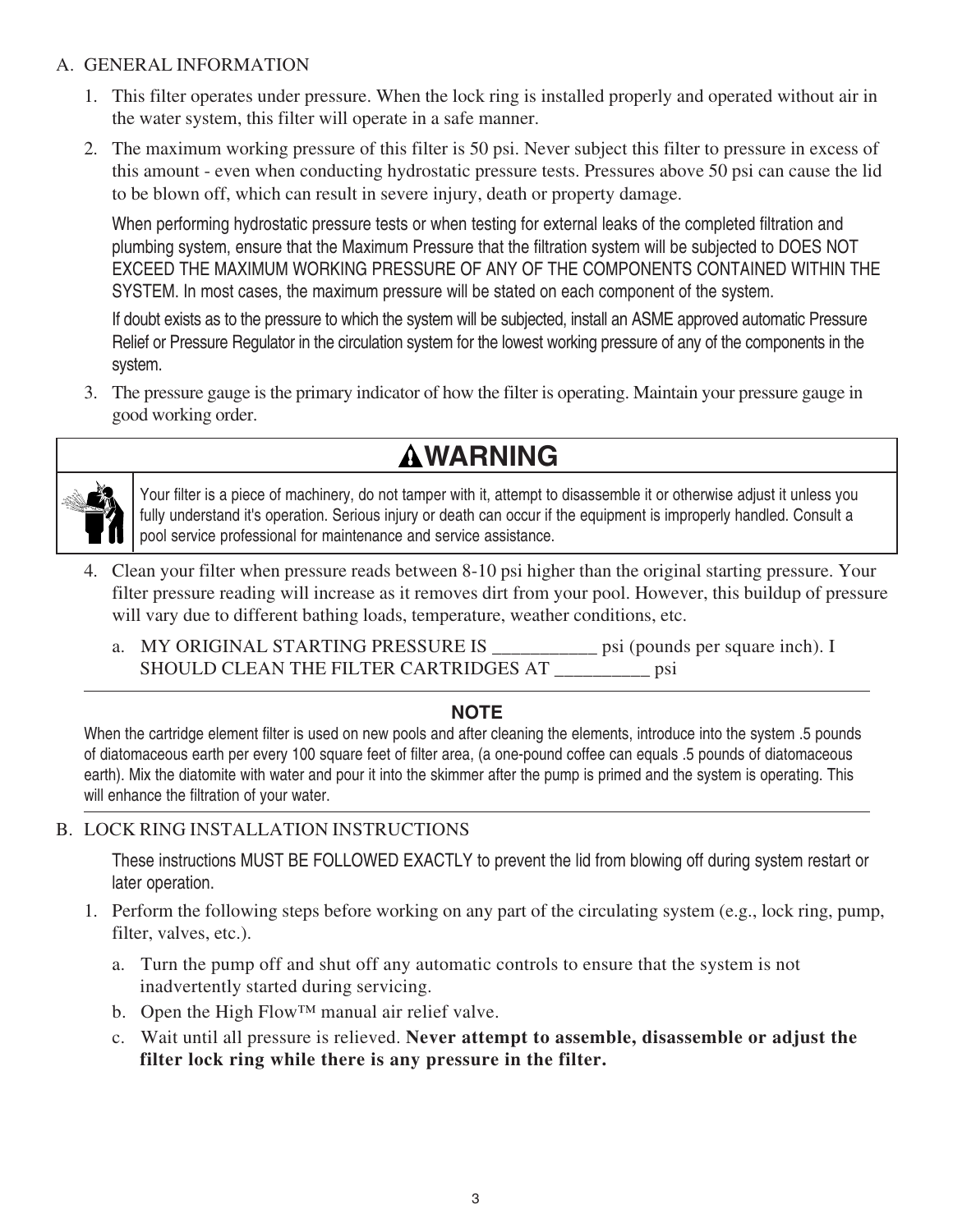A. GENERAL INFORMATION

1. This filter operates under pressure. When the lock ring is installed properly and operated without air in the water system, this filter will operate in a safe manner.

2. The maximum working pressure of this filter is 50 psi. Never subject this filter to pressure in excess of this amount - even when conducting hydrostatic pressure tests. Pressures above 50 psi can cause the lid to be blown off, which can result in severe injury, death or property damage.

   When performing hydrostatic pressure tests or when testing for external leaks of the completed filtration and plumbing system, ensure that the Maximum Pressure that the filtration system will be subjected to DOES NOT EXCEED THE MAXIMUM WORKING PRESSURE OF ANY OF THE COMPONENTS CONTAINED WITHIN THE SYSTEM. In most cases, the maximum pressure will be stated on each component of the system.

   If doubt exists as to the pressure to which the system will be subjected, install an ASME approved automatic Pressure Relief or Pressure Regulator in the circulation system for the lowest working pressure of any of the components in the system.

3. The pressure gauge is the primary indicator of how the filter is operating. Maintain your pressure gauge in good working order.

## ⚠WARNING

Your filter is a piece of machinery, do not tamper with it, attempt to disassemble it or otherwise adjust it unless you fully understand it's operation. Serious injury or death can occur if the equipment is improperly handled. Consult a pool service professional for maintenance and service assistance.

4. Clean your filter when pressure reads between 8-10 psi higher than the original starting pressure. Your filter pressure reading will increase as it removes dirt from your pool. However, this buildup of pressure will vary due to different bathing loads, temperature, weather conditions, etc.

   a. MY ORIGINAL STARTING PRESSURE IS ___________ psi (pounds per square inch). I SHOULD CLEAN THE FILTER CARTRIDGES AT __________ psi

---

**NOTE**

When the cartridge element filter is used on new pools and after cleaning the elements, introduce into the system .5 pounds of diatomaceous earth per every 100 square feet of filter area, (a one-pound coffee can equals .5 pounds of diatomaceous earth). Mix the diatomite with water and pour it into the skimmer after the pump is primed and the system is operating. This will enhance the filtration of your water.

---

B. LOCK RING INSTALLATION INSTRUCTIONS

These instructions MUST BE FOLLOWED EXACTLY to prevent the lid from blowing off during system restart or later operation.

1. Perform the following steps before working on any part of the circulating system (e.g., lock ring, pump, filter, valves, etc.).

   a. Turn the pump off and shut off any automatic controls to ensure that the system is not inadvertently started during servicing.

   b. Open the High Flow™ manual air relief valve.

   c. Wait until all pressure is relieved. **Never attempt to assemble, disassemble or adjust the filter lock ring while there is any pressure in the filter.**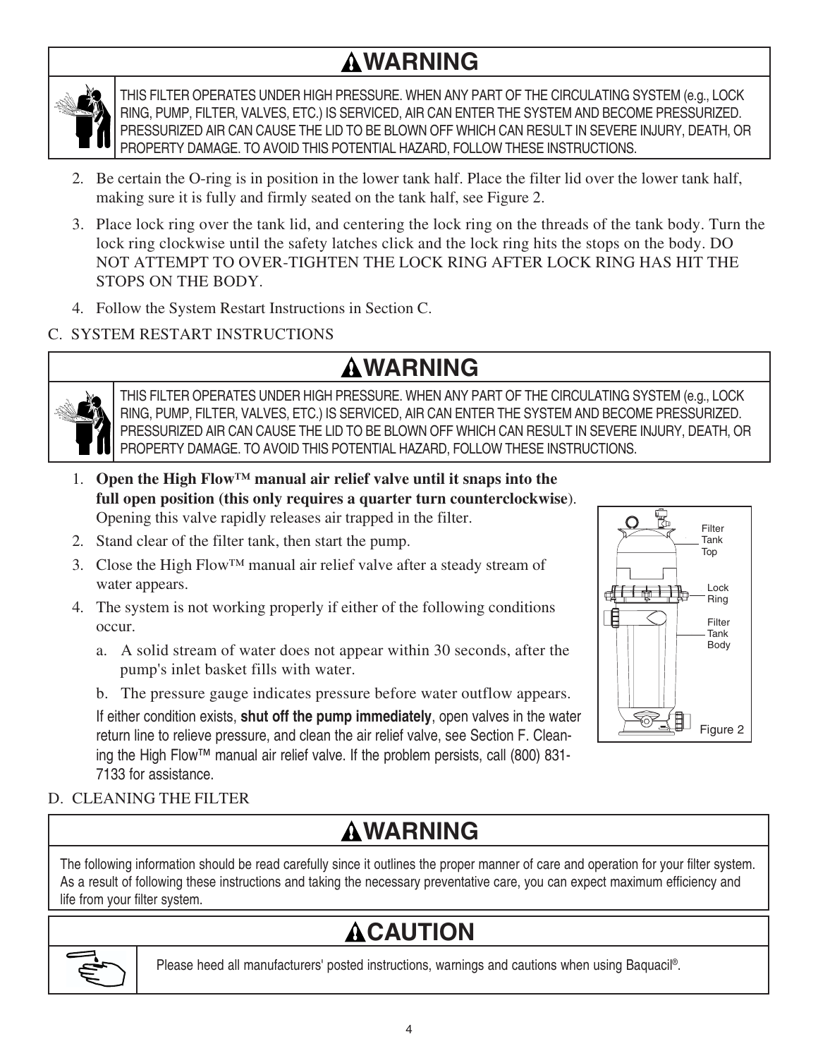## ⚠WARNING

THIS FILTER OPERATES UNDER HIGH PRESSURE. WHEN ANY PART OF THE CIRCULATING SYSTEM (e.g., LOCK RING, PUMP, FILTER, VALVES, ETC.) IS SERVICED, AIR CAN ENTER THE SYSTEM AND BECOME PRESSURIZED. PRESSURIZED AIR CAN CAUSE THE LID TO BE BLOWN OFF WHICH CAN RESULT IN SEVERE INJURY, DEATH, OR PROPERTY DAMAGE. TO AVOID THIS POTENTIAL HAZARD, FOLLOW THESE INSTRUCTIONS.

2. Be certain the O-ring is in position in the lower tank half. Place the filter lid over the lower tank half, making sure it is fully and firmly seated on the tank half, see Figure 2.
3. Place lock ring over the tank lid, and centering the lock ring on the threads of the tank body. Turn the lock ring clockwise until the safety latches click and the lock ring hits the stops on the body. DO NOT ATTEMPT TO OVER-TIGHTEN THE LOCK RING AFTER LOCK RING HAS HIT THE STOPS ON THE BODY.
4. Follow the System Restart Instructions in Section C.

C. SYSTEM RESTART INSTRUCTIONS

## ⚠WARNING

THIS FILTER OPERATES UNDER HIGH PRESSURE. WHEN ANY PART OF THE CIRCULATING SYSTEM (e.g., LOCK RING, PUMP, FILTER, VALVES, ETC.) IS SERVICED, AIR CAN ENTER THE SYSTEM AND BECOME PRESSURIZED. PRESSURIZED AIR CAN CAUSE THE LID TO BE BLOWN OFF WHICH CAN RESULT IN SEVERE INJURY, DEATH, OR PROPERTY DAMAGE. TO AVOID THIS POTENTIAL HAZARD, FOLLOW THESE INSTRUCTIONS.

1. **Open the High Flow™ manual air relief valve until it snaps into the full open position (this only requires a quarter turn counterclockwise**). Opening this valve rapidly releases air trapped in the filter.
2. Stand clear of the filter tank, then start the pump.
3. Close the High Flow™ manual air relief valve after a steady stream of water appears.
4. The system is not working properly if either of the following conditions occur.
   a. A solid stream of water does not appear within 30 seconds, after the pump's inlet basket fills with water.
   b. The pressure gauge indicates pressure before water outflow appears.

   If either condition exists, **shut off the pump immediately**, open valves in the water return line to relieve pressure, and clean the air relief valve, see Section F. Cleaning the High Flow™ manual air relief valve. If the problem persists, call (800) 831-7133 for assistance.

Filter Tank Top
Lock Ring
Filter Tank Body

Figure 2

D. CLEANING THE FILTER

## ⚠WARNING

The following information should be read carefully since it outlines the proper manner of care and operation for your filter system. As a result of following these instructions and taking the necessary preventative care, you can expect maximum efficiency and life from your filter system.

## ⚠CAUTION

Please heed all manufacturers' posted instructions, warnings and cautions when using Baquacil®.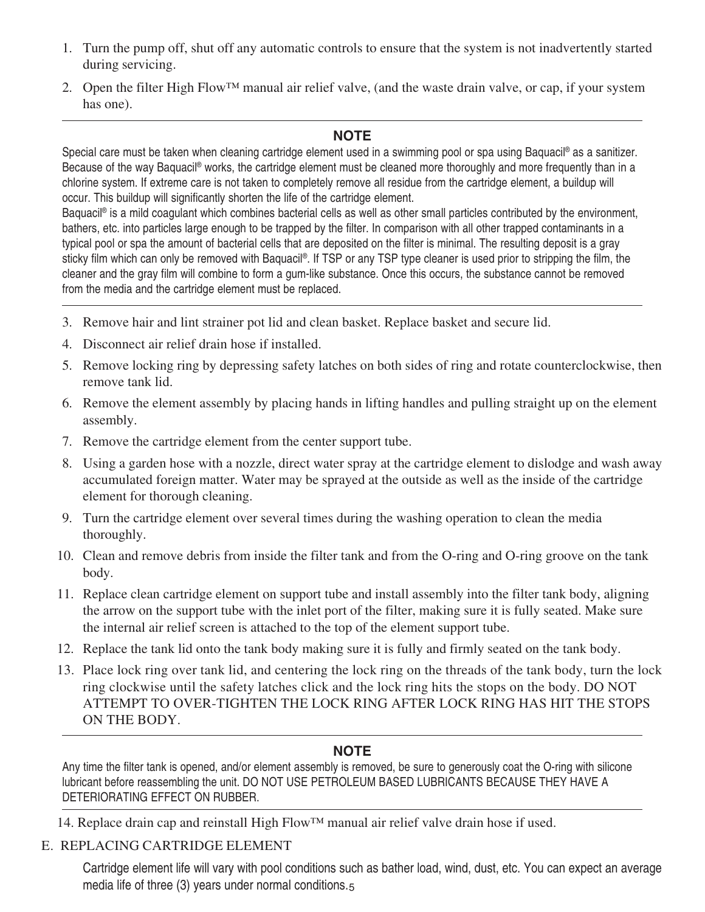1. Turn the pump off, shut off any automatic controls to ensure that the system is not inadvertently started during servicing.
2. Open the filter High Flow™ manual air relief valve, (and the waste drain valve, or cap, if your system has one).

---

**NOTE**

Special care must be taken when cleaning cartridge element used in a swimming pool or spa using Baquacil® as a sanitizer. Because of the way Baquacil® works, the cartridge element must be cleaned more thoroughly and more frequently than in a chlorine system. If extreme care is not taken to completely remove all residue from the cartridge element, a buildup will occur. This buildup will significantly shorten the life of the cartridge element.

Baquacil® is a mild coagulant which combines bacterial cells as well as other small particles contributed by the environment, bathers, etc. into particles large enough to be trapped by the filter. In comparison with all other trapped contaminants in a typical pool or spa the amount of bacterial cells that are deposited on the filter is minimal. The resulting deposit is a gray sticky film which can only be removed with Baquacil®. If TSP or any TSP type cleaner is used prior to stripping the film, the cleaner and the gray film will combine to form a gum-like substance. Once this occurs, the substance cannot be removed from the media and the cartridge element must be replaced.

---

3. Remove hair and lint strainer pot lid and clean basket. Replace basket and secure lid.
4. Disconnect air relief drain hose if installed.
5. Remove locking ring by depressing safety latches on both sides of ring and rotate counterclockwise, then remove tank lid.
6. Remove the element assembly by placing hands in lifting handles and pulling straight up on the element assembly.
7. Remove the cartridge element from the center support tube.
8. Using a garden hose with a nozzle, direct water spray at the cartridge element to dislodge and wash away accumulated foreign matter. Water may be sprayed at the outside as well as the inside of the cartridge element for thorough cleaning.
9. Turn the cartridge element over several times during the washing operation to clean the media thoroughly.
10. Clean and remove debris from inside the filter tank and from the O-ring and O-ring groove on the tank body.
11. Replace clean cartridge element on support tube and install assembly into the filter tank body, aligning the arrow on the support tube with the inlet port of the filter, making sure it is fully seated. Make sure the internal air relief screen is attached to the top of the element support tube.
12. Replace the tank lid onto the tank body making sure it is fully and firmly seated on the tank body.
13. Place lock ring over tank lid, and centering the lock ring on the threads of the tank body, turn the lock ring clockwise until the safety latches click and the lock ring hits the stops on the body. DO NOT ATTEMPT TO OVER-TIGHTEN THE LOCK RING AFTER LOCK RING HAS HIT THE STOPS ON THE BODY.

---

**NOTE**

Any time the filter tank is opened, and/or element assembly is removed, be sure to generously coat the O-ring with silicone lubricant before reassembling the unit. DO NOT USE PETROLEUM BASED LUBRICANTS BECAUSE THEY HAVE A DETERIORATING EFFECT ON RUBBER.

---

14. Replace drain cap and reinstall High Flow™ manual air relief valve drain hose if used.

E. REPLACING CARTRIDGE ELEMENT

Cartridge element life will vary with pool conditions such as bather load, wind, dust, etc. You can expect an average media life of three (3) years under normal conditions.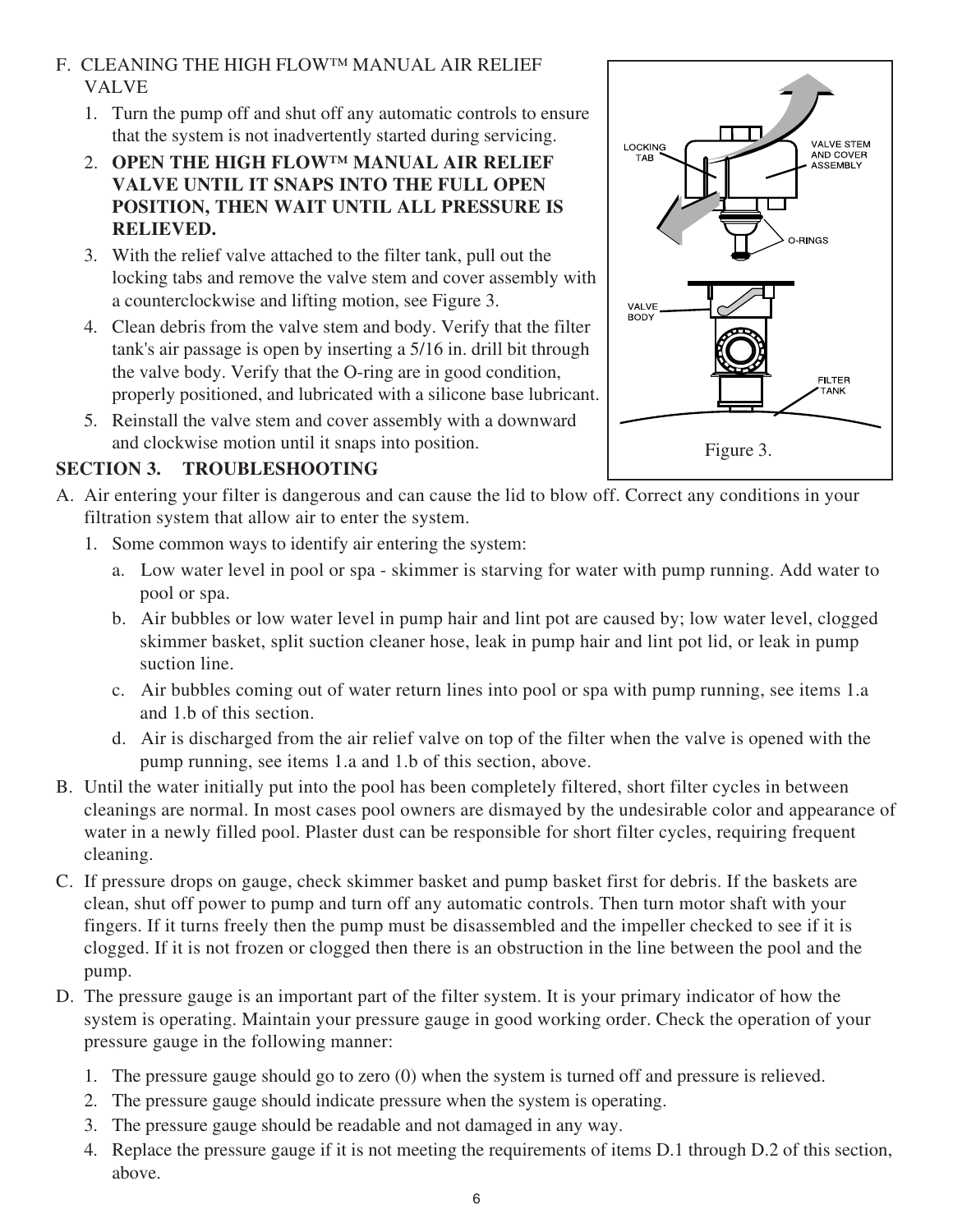F. CLEANING THE HIGH FLOW™ MANUAL AIR RELIEF VALVE

1. Turn the pump off and shut off any automatic controls to ensure that the system is not inadvertently started during servicing.
2. **OPEN THE HIGH FLOW™ MANUAL AIR RELIEF VALVE UNTIL IT SNAPS INTO THE FULL OPEN POSITION, THEN WAIT UNTIL ALL PRESSURE IS RELIEVED.**
3. With the relief valve attached to the filter tank, pull out the locking tabs and remove the valve stem and cover assembly with a counterclockwise and lifting motion, see Figure 3.
4. Clean debris from the valve stem and body. Verify that the filter tank's air passage is open by inserting a 5/16 in. drill bit through the valve body. Verify that the O-ring are in good condition, properly positioned, and lubricated with a silicone base lubricant.
5. Reinstall the valve stem and cover assembly with a downward and clockwise motion until it snaps into position.

LOCKING TAB, VALVE STEM AND COVER ASSEMBLY, O-RINGS, VALVE BODY, FILTER TANK

Figure 3.

## SECTION 3. TROUBLESHOOTING

A. Air entering your filter is dangerous and can cause the lid to blow off. Correct any conditions in your filtration system that allow air to enter the system.

1. Some common ways to identify air entering the system:
   a. Low water level in pool or spa - skimmer is starving for water with pump running. Add water to pool or spa.
   b. Air bubbles or low water level in pump hair and lint pot are caused by; low water level, clogged skimmer basket, split suction cleaner hose, leak in pump hair and lint pot lid, or leak in pump suction line.
   c. Air bubbles coming out of water return lines into pool or spa with pump running, see items 1.a and 1.b of this section.
   d. Air is discharged from the air relief valve on top of the filter when the valve is opened with the pump running, see items 1.a and 1.b of this section, above.

B. Until the water initially put into the pool has been completely filtered, short filter cycles in between cleanings are normal. In most cases pool owners are dismayed by the undesirable color and appearance of water in a newly filled pool. Plaster dust can be responsible for short filter cycles, requiring frequent cleaning.

C. If pressure drops on gauge, check skimmer basket and pump basket first for debris. If the baskets are clean, shut off power to pump and turn off any automatic controls. Then turn motor shaft with your fingers. If it turns freely then the pump must be disassembled and the impeller checked to see if it is clogged. If it is not frozen or clogged then there is an obstruction in the line between the pool and the pump.

D. The pressure gauge is an important part of the filter system. It is your primary indicator of how the system is operating. Maintain your pressure gauge in good working order. Check the operation of your pressure gauge in the following manner:

1. The pressure gauge should go to zero (0) when the system is turned off and pressure is relieved.
2. The pressure gauge should indicate pressure when the system is operating.
3. The pressure gauge should be readable and not damaged in any way.
4. Replace the pressure gauge if it is not meeting the requirements of items D.1 through D.2 of this section, above.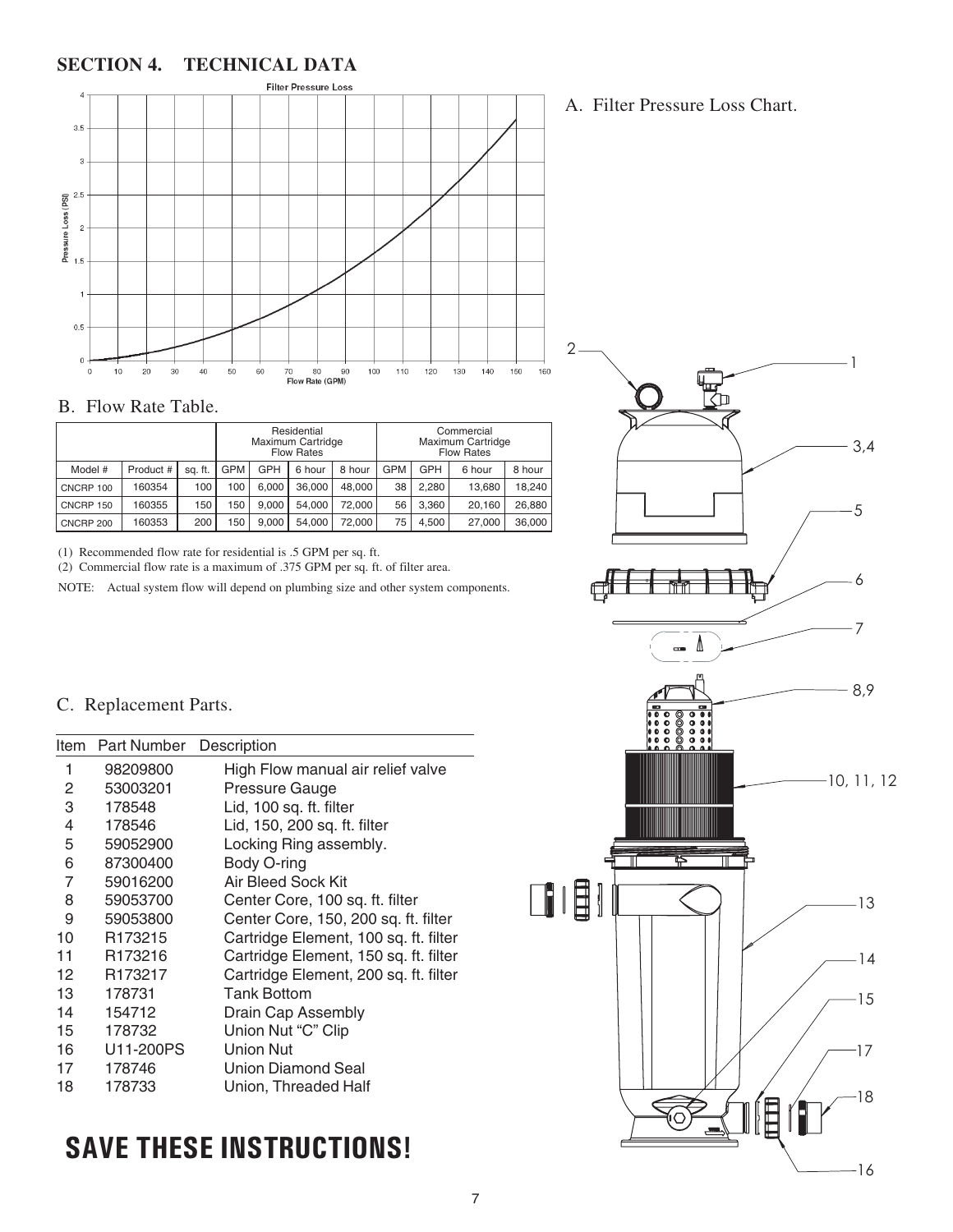## SECTION 4. TECHNICAL DATA

A. Filter Pressure Loss Chart.

B. Flow Rate Table.

| | | | Residential Maximum Cartridge Flow Rates | | | | Commercial Maximum Cartridge Flow Rates | | | |
|---|---|---|---|---|---|---|---|---|---|---|
| Model # | Product # | sq. ft. | GPM | GPH | 6 hour | 8 hour | GPM | GPH | 6 hour | 8 hour |
| CNCRP 100 | 160354 | 100 | 100 | 6,000 | 36,000 | 48,000 | 38 | 2,280 | 13,680 | 18,240 |
| CNCRP 150 | 160355 | 150 | 150 | 9,000 | 54,000 | 72,000 | 56 | 3,360 | 20,160 | 26,880 |
| CNCRP 200 | 160353 | 200 | 150 | 9,000 | 54,000 | 72,000 | 75 | 4,500 | 27,000 | 36,000 |

(1) Recommended flow rate for residential is .5 GPM per sq. ft.

(2) Commercial flow rate is a maximum of .375 GPM per sq. ft. of filter area.

NOTE: Actual system flow will depend on plumbing size and other system components.

C. Replacement Parts.

| Item | Part Number | Description |
|---|---|---|
| 1 | 98209800 | High Flow manual air relief valve |
| 2 | 53003201 | Pressure Gauge |
| 3 | 178548 | Lid, 100 sq. ft. filter |
| 4 | 178546 | Lid, 150, 200 sq. ft. filter |
| 5 | 59052900 | Locking Ring assembly. |
| 6 | 87300400 | Body O-ring |
| 7 | 59016200 | Air Bleed Sock Kit |
| 8 | 59053700 | Center Core, 100 sq. ft. filter |
| 9 | 59053800 | Center Core, 150, 200 sq. ft. filter |
| 10 | R173215 | Cartridge Element, 100 sq. ft. filter |
| 11 | R173216 | Cartridge Element, 150 sq. ft. filter |
| 12 | R173217 | Cartridge Element, 200 sq. ft. filter |
| 13 | 178731 | Tank Bottom |
| 14 | 154712 | Drain Cap Assembly |
| 15 | 178732 | Union Nut "C" Clip |
| 16 | U11-200PS | Union Nut |
| 17 | 178746 | Union Diamond Seal |
| 18 | 178733 | Union, Threaded Half |

# SAVE THESE INSTRUCTIONS!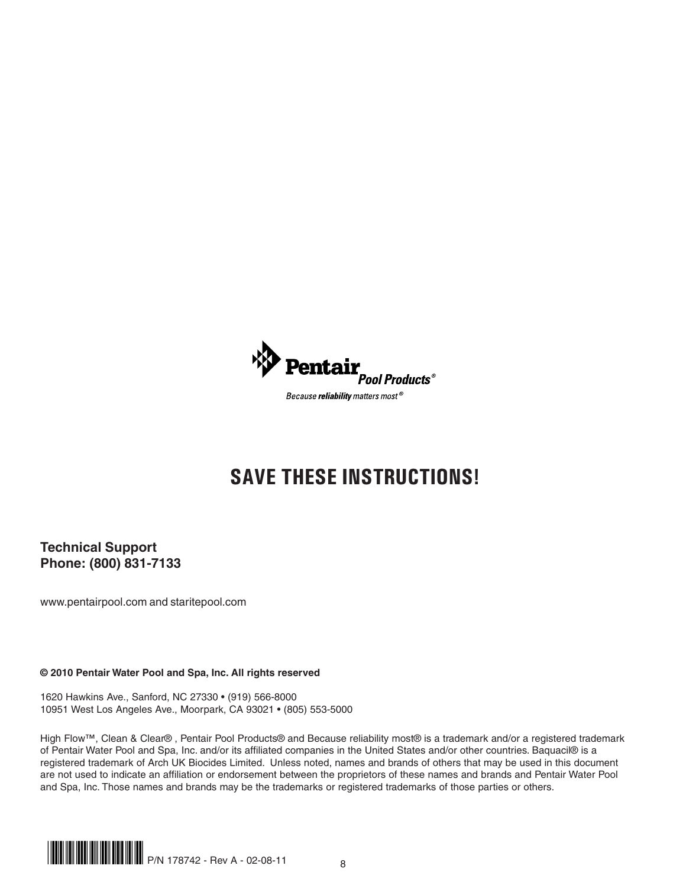Pentair Pool Products®

*Because **reliability** matters most®*

# SAVE THESE INSTRUCTIONS!

**Technical Support**
**Phone: (800) 831-7133**

www.pentairpool.com and staritepool.com

**© 2010 Pentair Water Pool and Spa, Inc. All rights reserved**

1620 Hawkins Ave., Sanford, NC 27330 • (919) 566-8000
10951 West Los Angeles Ave., Moorpark, CA 93021 • (805) 553-5000

High Flow™, Clean & Clear® , Pentair Pool Products® and Because reliability most® is a trademark and/or a registered trademark of Pentair Water Pool and Spa, Inc. and/or its affiliated companies in the United States and/or other countries. Baquacil® is a registered trademark of Arch UK Biocides Limited. Unless noted, names and brands of others that may be used in this document are not used to indicate an affiliation or endorsement between the proprietors of these names and brands and Pentair Water Pool and Spa, Inc. Those names and brands may be the trademarks or registered trademarks of those parties or others.

P/N 178742 - Rev A - 02-08-11